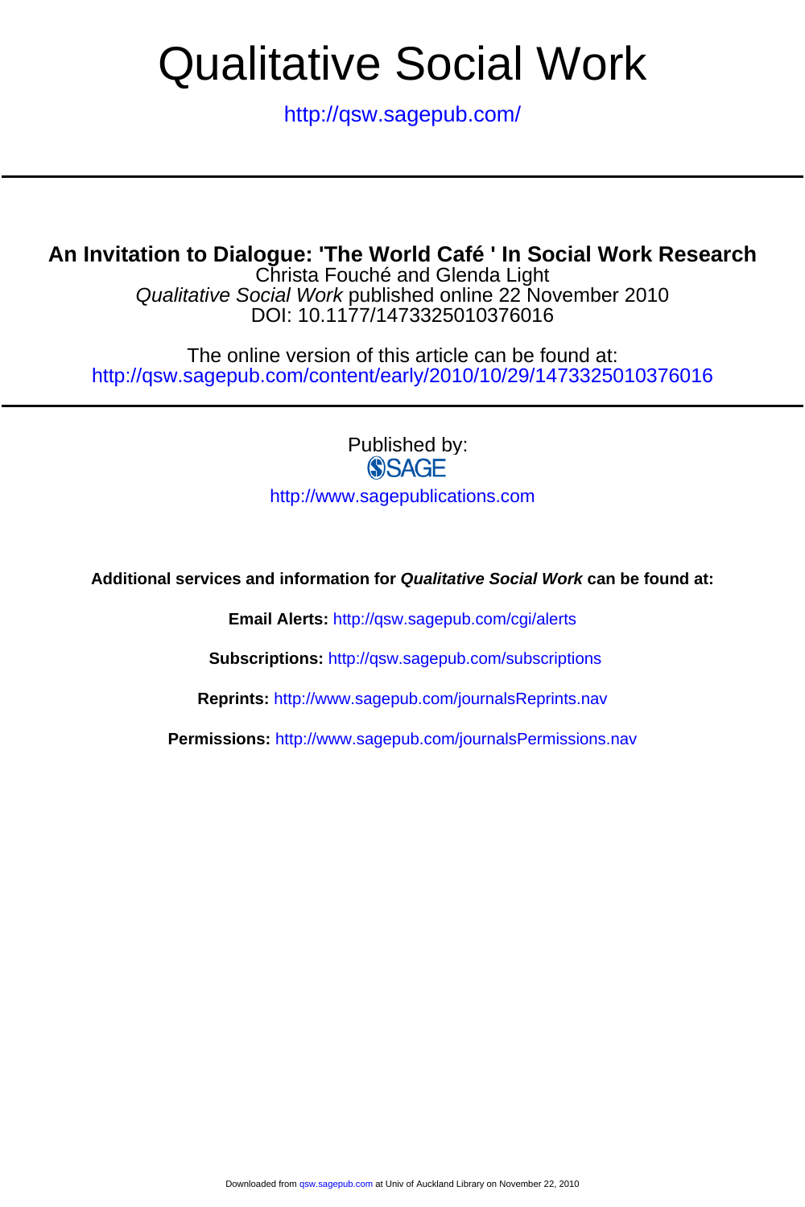# Qualitative Social Work

http://qsw.sagepub.com/

---

## An Invitation to Dialogue: 'The World Café ' In Social Work Research

Christa Fouché and Glenda Light

*Qualitative Social Work* published online 22 November 2010

DOI: 10.1177/1473325010376016

The online version of this article can be found at:

http://qsw.sagepub.com/content/early/2010/10/29/1473325010376016

---

Published by:

SAGE

http://www.sagepublications.com

**Additional services and information for *Qualitative Social Work* can be found at:**

**Email Alerts:** http://qsw.sagepub.com/cgi/alerts

**Subscriptions:** http://qsw.sagepub.com/subscriptions

**Reprints:** http://www.sagepub.com/journalsReprints.nav

**Permissions:** http://www.sagepub.com/journalsPermissions.nav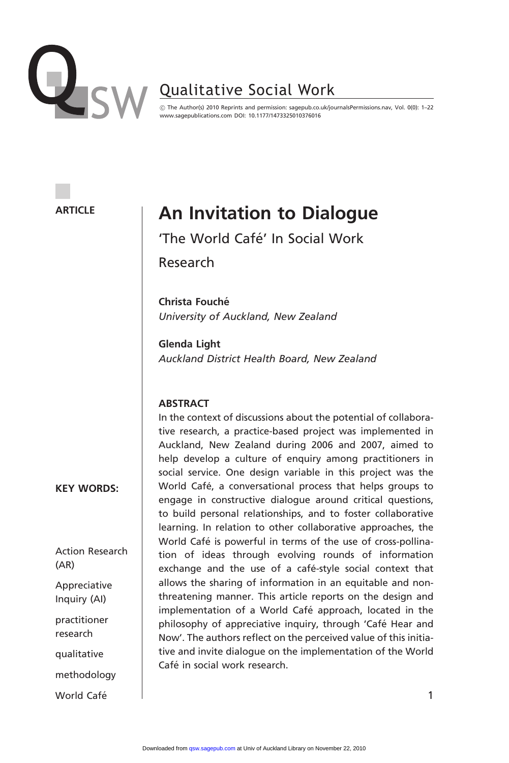ARTICLE

# An Invitation to Dialogue

## 'The World Café' In Social Work Research

**Christa Fouché**
*University of Auckland, New Zealand*

**Glenda Light**
*Auckland District Health Board, New Zealand*

**ABSTRACT**

In the context of discussions about the potential of collaborative research, a practice-based project was implemented in Auckland, New Zealand during 2006 and 2007, aimed to help develop a culture of enquiry among practitioners in social service. One design variable in this project was the World Café, a conversational process that helps groups to engage in constructive dialogue around critical questions, to build personal relationships, and to foster collaborative learning. In relation to other collaborative approaches, the World Café is powerful in terms of the use of cross-pollination of ideas through evolving rounds of information exchange and the use of a café-style social context that allows the sharing of information in an equitable and non-threatening manner. This article reports on the design and implementation of a World Café approach, located in the philosophy of appreciative inquiry, through 'Café Hear and Now'. The authors reflect on the perceived value of this initiative and invite dialogue on the implementation of the World Café in social work research.

**KEY WORDS:**

Action Research (AR)

Appreciative Inquiry (AI)

practitioner research

qualitative

methodology

World Café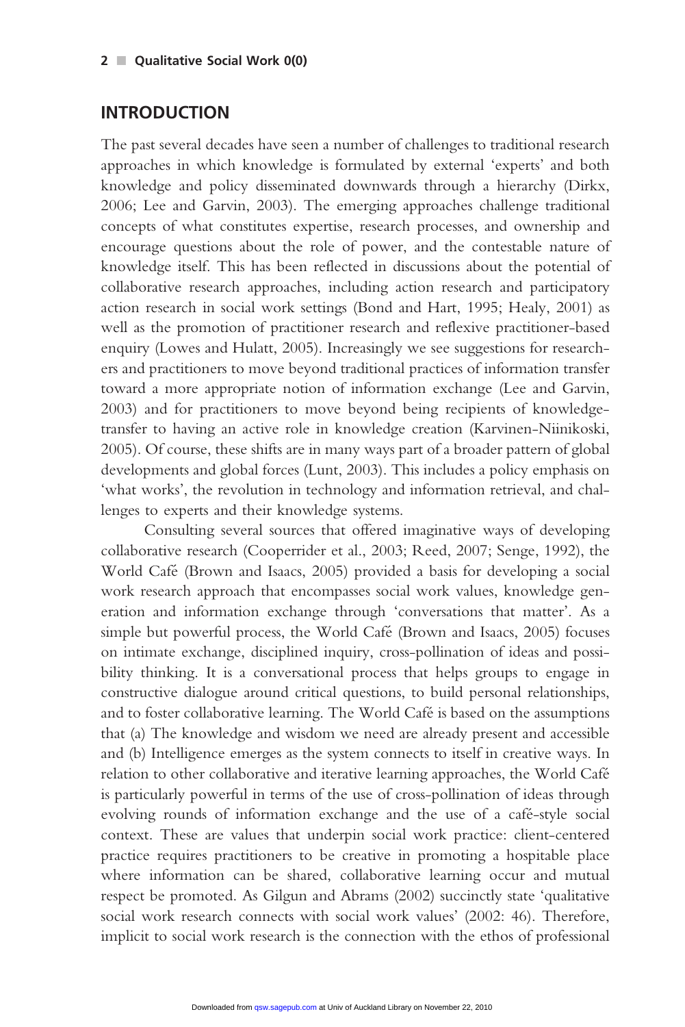## INTRODUCTION

The past several decades have seen a number of challenges to traditional research approaches in which knowledge is formulated by external 'experts' and both knowledge and policy disseminated downwards through a hierarchy (Dirkx, 2006; Lee and Garvin, 2003). The emerging approaches challenge traditional concepts of what constitutes expertise, research processes, and ownership and encourage questions about the role of power, and the contestable nature of knowledge itself. This has been reflected in discussions about the potential of collaborative research approaches, including action research and participatory action research in social work settings (Bond and Hart, 1995; Healy, 2001) as well as the promotion of practitioner research and reflexive practitioner-based enquiry (Lowes and Hulatt, 2005). Increasingly we see suggestions for researchers and practitioners to move beyond traditional practices of information transfer toward a more appropriate notion of information exchange (Lee and Garvin, 2003) and for practitioners to move beyond being recipients of knowledge-transfer to having an active role in knowledge creation (Karvinen-Niinikoski, 2005). Of course, these shifts are in many ways part of a broader pattern of global developments and global forces (Lunt, 2003). This includes a policy emphasis on 'what works', the revolution in technology and information retrieval, and challenges to experts and their knowledge systems.

Consulting several sources that offered imaginative ways of developing collaborative research (Cooperrider et al., 2003; Reed, 2007; Senge, 1992), the World Café (Brown and Isaacs, 2005) provided a basis for developing a social work research approach that encompasses social work values, knowledge generation and information exchange through 'conversations that matter'. As a simple but powerful process, the World Café (Brown and Isaacs, 2005) focuses on intimate exchange, disciplined inquiry, cross-pollination of ideas and possibility thinking. It is a conversational process that helps groups to engage in constructive dialogue around critical questions, to build personal relationships, and to foster collaborative learning. The World Café is based on the assumptions that (a) The knowledge and wisdom we need are already present and accessible and (b) Intelligence emerges as the system connects to itself in creative ways. In relation to other collaborative and iterative learning approaches, the World Café is particularly powerful in terms of the use of cross-pollination of ideas through evolving rounds of information exchange and the use of a café-style social context. These are values that underpin social work practice: client-centered practice requires practitioners to be creative in promoting a hospitable place where information can be shared, collaborative learning occur and mutual respect be promoted. As Gilgun and Abrams (2002) succinctly state 'qualitative social work research connects with social work values' (2002: 46). Therefore, implicit to social work research is the connection with the ethos of professional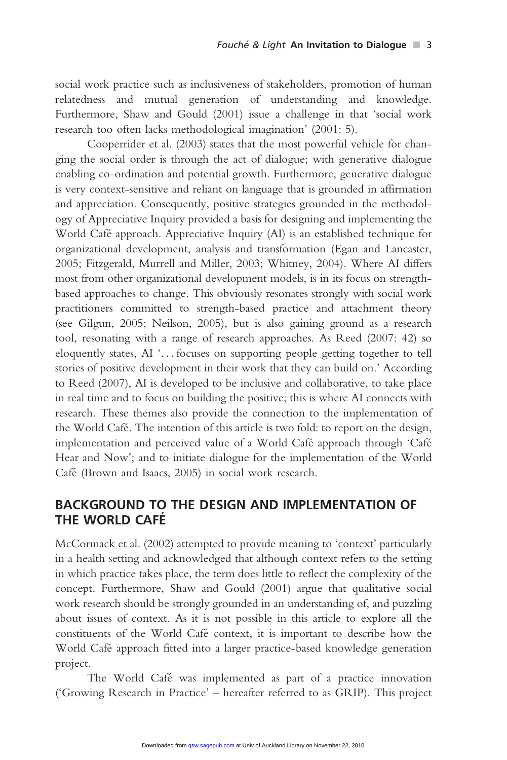social work practice such as inclusiveness of stakeholders, promotion of human relatedness and mutual generation of understanding and knowledge. Furthermore, Shaw and Gould (2001) issue a challenge in that 'social work research too often lacks methodological imagination' (2001: 5).

Cooperrider et al. (2003) states that the most powerful vehicle for changing the social order is through the act of dialogue; with generative dialogue enabling co-ordination and potential growth. Furthermore, generative dialogue is very context-sensitive and reliant on language that is grounded in affirmation and appreciation. Consequently, positive strategies grounded in the methodology of Appreciative Inquiry provided a basis for designing and implementing the World Café approach. Appreciative Inquiry (AI) is an established technique for organizational development, analysis and transformation (Egan and Lancaster, 2005; Fitzgerald, Murrell and Miller, 2003; Whitney, 2004). Where AI differs most from other organizational development models, is in its focus on strength-based approaches to change. This obviously resonates strongly with social work practitioners committed to strength-based practice and attachment theory (see Gilgun, 2005; Neilson, 2005), but is also gaining ground as a research tool, resonating with a range of research approaches. As Reed (2007: 42) so eloquently states, AI '. . . focuses on supporting people getting together to tell stories of positive development in their work that they can build on.' According to Reed (2007), AI is developed to be inclusive and collaborative, to take place in real time and to focus on building the positive; this is where AI connects with research. These themes also provide the connection to the implementation of the World Café. The intention of this article is two fold: to report on the design, implementation and perceived value of a World Café approach through 'Café Hear and Now'; and to initiate dialogue for the implementation of the World Café (Brown and Isaacs, 2005) in social work research.

## BACKGROUND TO THE DESIGN AND IMPLEMENTATION OF THE WORLD CAFÉ

McCormack et al. (2002) attempted to provide meaning to 'context' particularly in a health setting and acknowledged that although context refers to the setting in which practice takes place, the term does little to reflect the complexity of the concept. Furthermore, Shaw and Gould (2001) argue that qualitative social work research should be strongly grounded in an understanding of, and puzzling about issues of context. As it is not possible in this article to explore all the constituents of the World Café context, it is important to describe how the World Café approach fitted into a larger practice-based knowledge generation project.

The World Café was implemented as part of a practice innovation ('Growing Research in Practice' – hereafter referred to as GRIP). This project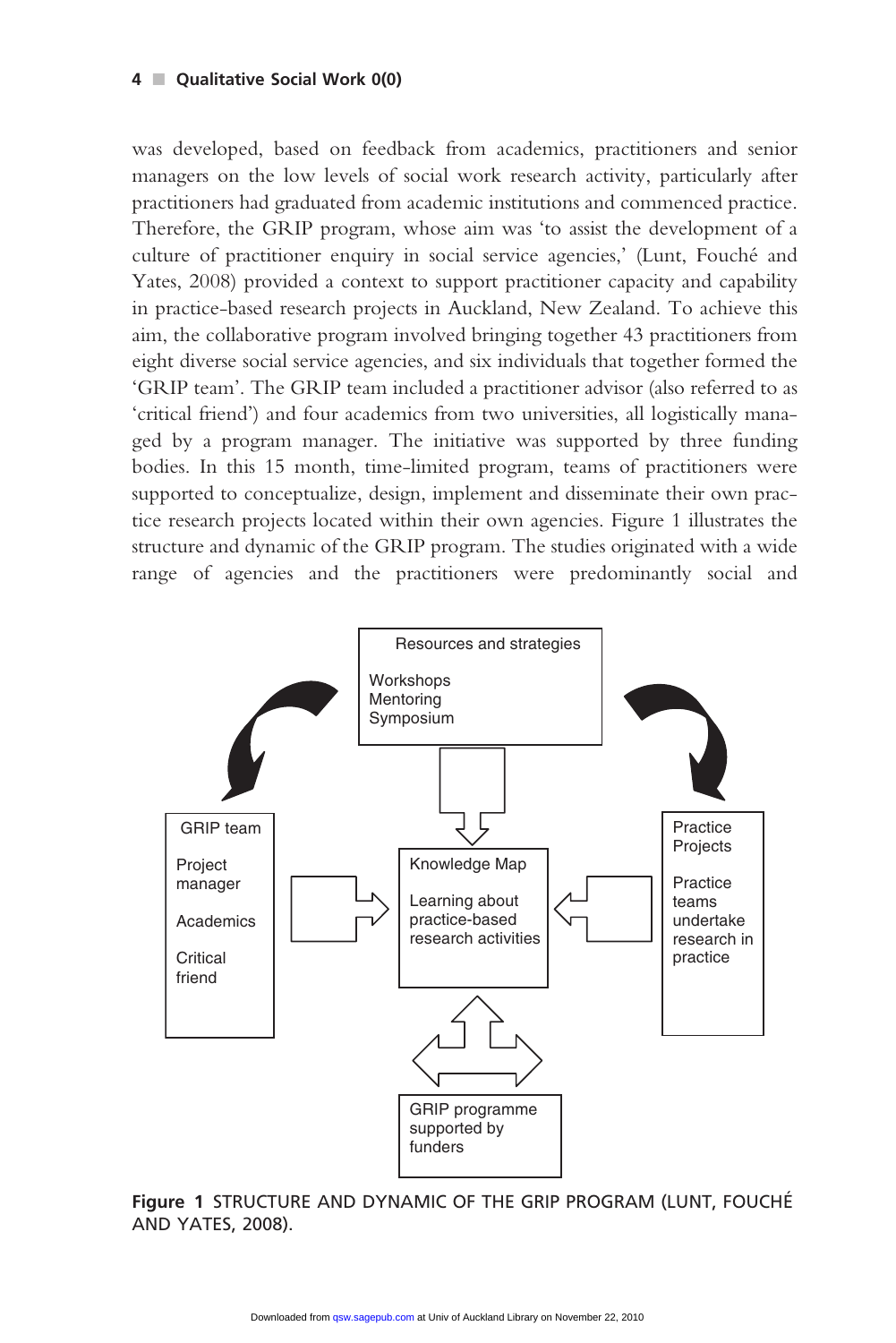was developed, based on feedback from academics, practitioners and senior managers on the low levels of social work research activity, particularly after practitioners had graduated from academic institutions and commenced practice. Therefore, the GRIP program, whose aim was 'to assist the development of a culture of practitioner enquiry in social service agencies,' (Lunt, Fouché and Yates, 2008) provided a context to support practitioner capacity and capability in practice-based research projects in Auckland, New Zealand. To achieve this aim, the collaborative program involved bringing together 43 practitioners from eight diverse social service agencies, and six individuals that together formed the 'GRIP team'. The GRIP team included a practitioner advisor (also referred to as 'critical friend') and four academics from two universities, all logistically managed by a program manager. The initiative was supported by three funding bodies. In this 15 month, time-limited program, teams of practitioners were supported to conceptualize, design, implement and disseminate their own practice research projects located within their own agencies. Figure 1 illustrates the structure and dynamic of the GRIP program. The studies originated with a wide range of agencies and the practitioners were predominantly social and

Resources and strategies

Workshops
Mentoring
Symposium

GRIP team

Project manager

Academics

Critical friend

Knowledge Map

Learning about practice-based research activities

Practice Projects

Practice teams undertake research in practice

GRIP programme supported by funders

**Figure 1** STRUCTURE AND DYNAMIC OF THE GRIP PROGRAM (LUNT, FOUCHÉ AND YATES, 2008).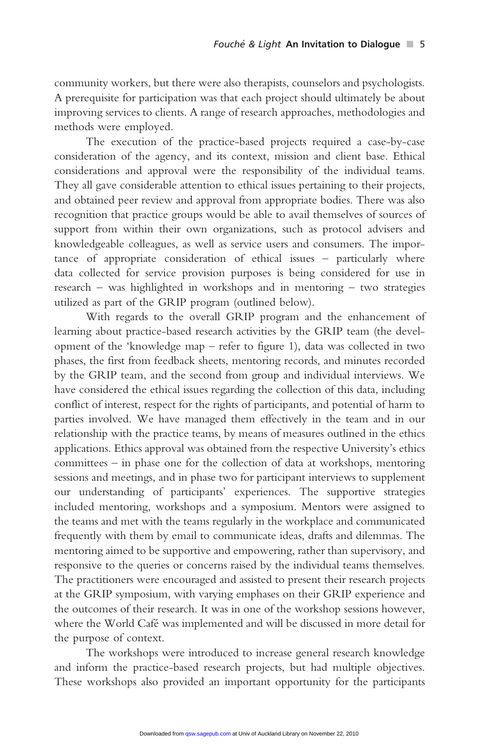community workers, but there were also therapists, counselors and psychologists. A prerequisite for participation was that each project should ultimately be about improving services to clients. A range of research approaches, methodologies and methods were employed.

The execution of the practice-based projects required a case-by-case consideration of the agency, and its context, mission and client base. Ethical considerations and approval were the responsibility of the individual teams. They all gave considerable attention to ethical issues pertaining to their projects, and obtained peer review and approval from appropriate bodies. There was also recognition that practice groups would be able to avail themselves of sources of support from within their own organizations, such as protocol advisers and knowledgeable colleagues, as well as service users and consumers. The importance of appropriate consideration of ethical issues – particularly where data collected for service provision purposes is being considered for use in research – was highlighted in workshops and in mentoring – two strategies utilized as part of the GRIP program (outlined below).

With regards to the overall GRIP program and the enhancement of learning about practice-based research activities by the GRIP team (the development of the 'knowledge map – refer to figure 1), data was collected in two phases, the first from feedback sheets, mentoring records, and minutes recorded by the GRIP team, and the second from group and individual interviews. We have considered the ethical issues regarding the collection of this data, including conflict of interest, respect for the rights of participants, and potential of harm to parties involved. We have managed them effectively in the team and in our relationship with the practice teams, by means of measures outlined in the ethics applications. Ethics approval was obtained from the respective University's ethics committees – in phase one for the collection of data at workshops, mentoring sessions and meetings, and in phase two for participant interviews to supplement our understanding of participants' experiences. The supportive strategies included mentoring, workshops and a symposium. Mentors were assigned to the teams and met with the teams regularly in the workplace and communicated frequently with them by email to communicate ideas, drafts and dilemmas. The mentoring aimed to be supportive and empowering, rather than supervisory, and responsive to the queries or concerns raised by the individual teams themselves. The practitioners were encouraged and assisted to present their research projects at the GRIP symposium, with varying emphases on their GRIP experience and the outcomes of their research. It was in one of the workshop sessions however, where the World Café was implemented and will be discussed in more detail for the purpose of context.

The workshops were introduced to increase general research knowledge and inform the practice-based research projects, but had multiple objectives. These workshops also provided an important opportunity for the participants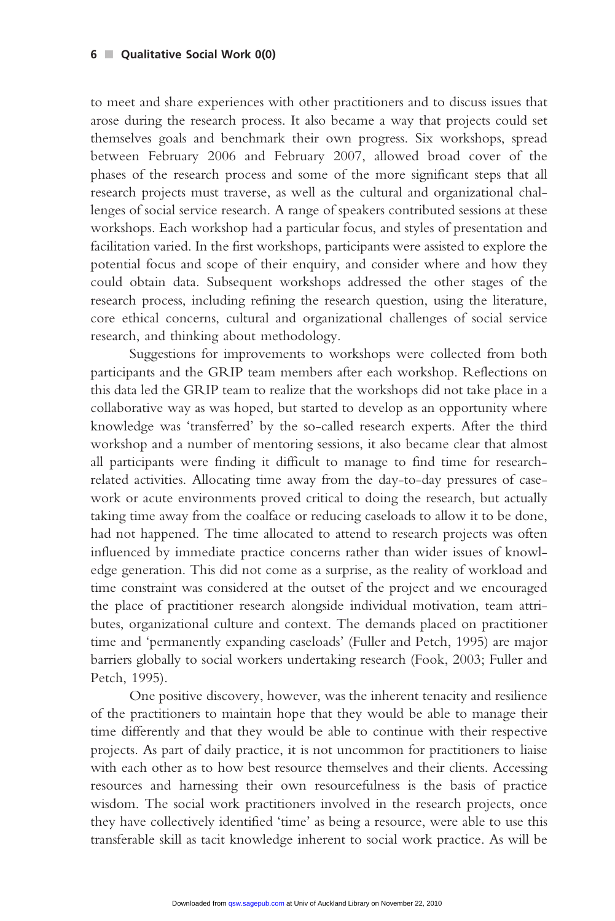to meet and share experiences with other practitioners and to discuss issues that arose during the research process. It also became a way that projects could set themselves goals and benchmark their own progress. Six workshops, spread between February 2006 and February 2007, allowed broad cover of the phases of the research process and some of the more significant steps that all research projects must traverse, as well as the cultural and organizational challenges of social service research. A range of speakers contributed sessions at these workshops. Each workshop had a particular focus, and styles of presentation and facilitation varied. In the first workshops, participants were assisted to explore the potential focus and scope of their enquiry, and consider where and how they could obtain data. Subsequent workshops addressed the other stages of the research process, including refining the research question, using the literature, core ethical concerns, cultural and organizational challenges of social service research, and thinking about methodology.

Suggestions for improvements to workshops were collected from both participants and the GRIP team members after each workshop. Reflections on this data led the GRIP team to realize that the workshops did not take place in a collaborative way as was hoped, but started to develop as an opportunity where knowledge was 'transferred' by the so-called research experts. After the third workshop and a number of mentoring sessions, it also became clear that almost all participants were finding it difficult to manage to find time for research-related activities. Allocating time away from the day-to-day pressures of casework or acute environments proved critical to doing the research, but actually taking time away from the coalface or reducing caseloads to allow it to be done, had not happened. The time allocated to attend to research projects was often influenced by immediate practice concerns rather than wider issues of knowledge generation. This did not come as a surprise, as the reality of workload and time constraint was considered at the outset of the project and we encouraged the place of practitioner research alongside individual motivation, team attributes, organizational culture and context. The demands placed on practitioner time and 'permanently expanding caseloads' (Fuller and Petch, 1995) are major barriers globally to social workers undertaking research (Fook, 2003; Fuller and Petch, 1995).

One positive discovery, however, was the inherent tenacity and resilience of the practitioners to maintain hope that they would be able to manage their time differently and that they would be able to continue with their respective projects. As part of daily practice, it is not uncommon for practitioners to liaise with each other as to how best resource themselves and their clients. Accessing resources and harnessing their own resourcefulness is the basis of practice wisdom. The social work practitioners involved in the research projects, once they have collectively identified 'time' as being a resource, were able to use this transferable skill as tacit knowledge inherent to social work practice. As will be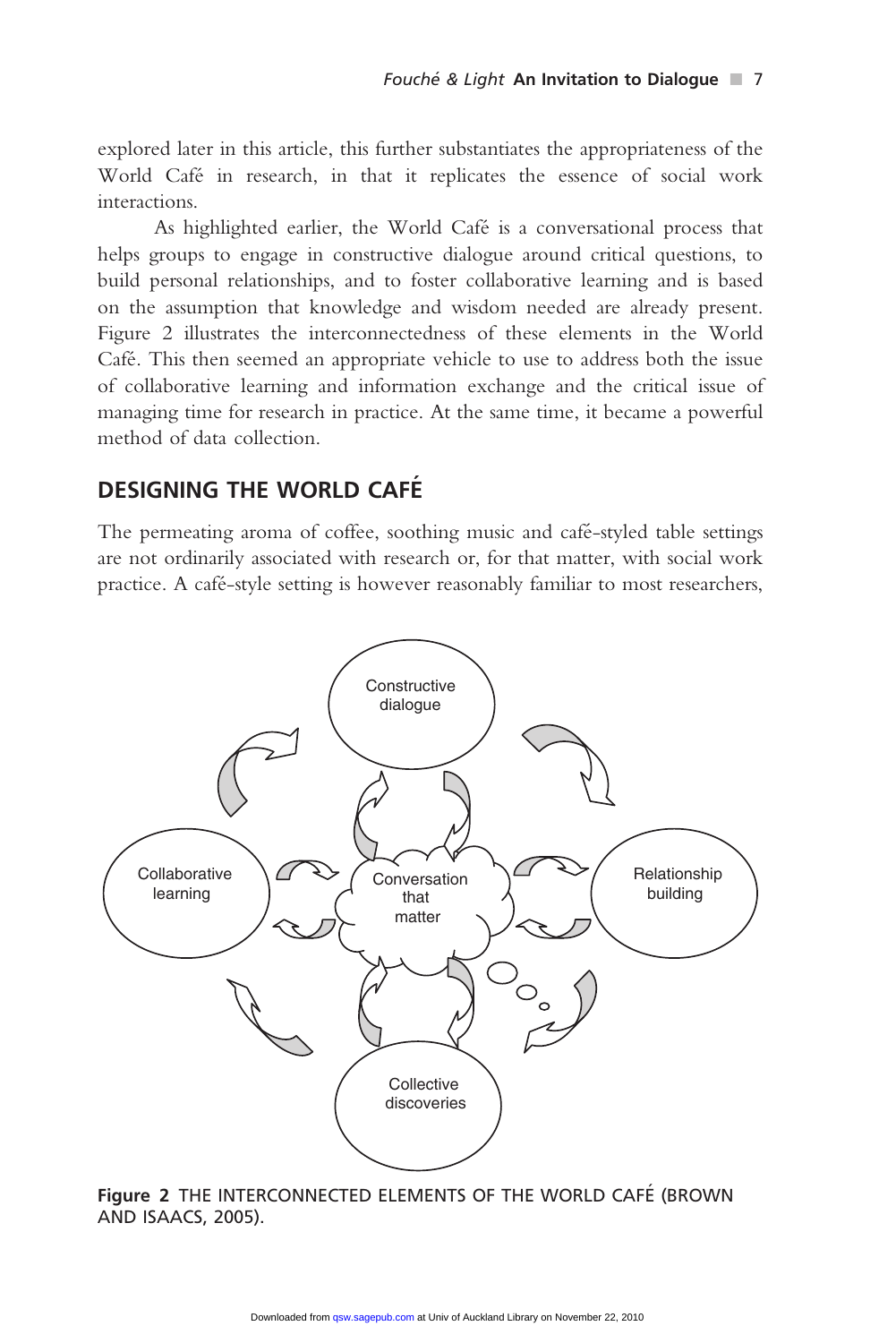explored later in this article, this further substantiates the appropriateness of the World Café in research, in that it replicates the essence of social work interactions.

As highlighted earlier, the World Café is a conversational process that helps groups to engage in constructive dialogue around critical questions, to build personal relationships, and to foster collaborative learning and is based on the assumption that knowledge and wisdom needed are already present. Figure 2 illustrates the interconnectedness of these elements in the World Café. This then seemed an appropriate vehicle to use to address both the issue of collaborative learning and information exchange and the critical issue of managing time for research in practice. At the same time, it became a powerful method of data collection.

## DESIGNING THE WORLD CAFÉ

The permeating aroma of coffee, soothing music and café-styled table settings are not ordinarily associated with research or, for that matter, with social work practice. A café-style setting is however reasonably familiar to most researchers,

Constructive dialogue

Collaborative learning

Conversation that matter

Relationship building

Collective discoveries

**Figure 2** THE INTERCONNECTED ELEMENTS OF THE WORLD CAFÉ (BROWN AND ISAACS, 2005).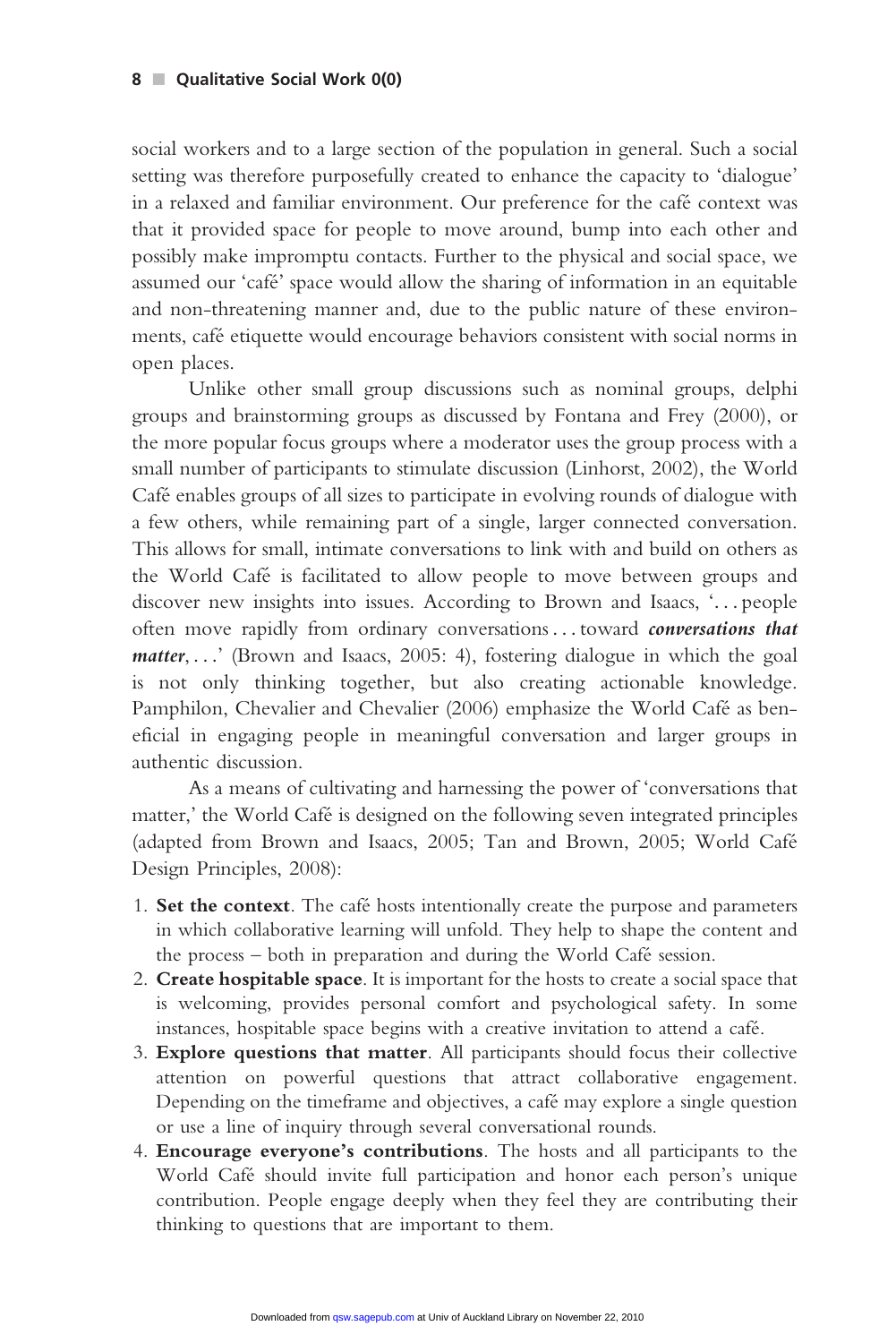social workers and to a large section of the population in general. Such a social setting was therefore purposefully created to enhance the capacity to 'dialogue' in a relaxed and familiar environment. Our preference for the café context was that it provided space for people to move around, bump into each other and possibly make impromptu contacts. Further to the physical and social space, we assumed our 'café' space would allow the sharing of information in an equitable and non-threatening manner and, due to the public nature of these environments, café etiquette would encourage behaviors consistent with social norms in open places.

Unlike other small group discussions such as nominal groups, delphi groups and brainstorming groups as discussed by Fontana and Frey (2000), or the more popular focus groups where a moderator uses the group process with a small number of participants to stimulate discussion (Linhorst, 2002), the World Café enables groups of all sizes to participate in evolving rounds of dialogue with a few others, while remaining part of a single, larger connected conversation. This allows for small, intimate conversations to link with and build on others as the World Café is facilitated to allow people to move between groups and discover new insights into issues. According to Brown and Isaacs, '... people often move rapidly from ordinary conversations ... toward ***conversations that matter***, ...' (Brown and Isaacs, 2005: 4), fostering dialogue in which the goal is not only thinking together, but also creating actionable knowledge. Pamphilon, Chevalier and Chevalier (2006) emphasize the World Café as beneficial in engaging people in meaningful conversation and larger groups in authentic discussion.

As a means of cultivating and harnessing the power of 'conversations that matter,' the World Café is designed on the following seven integrated principles (adapted from Brown and Isaacs, 2005; Tan and Brown, 2005; World Café Design Principles, 2008):

1. **Set the context**. The café hosts intentionally create the purpose and parameters in which collaborative learning will unfold. They help to shape the content and the process – both in preparation and during the World Café session.
2. **Create hospitable space**. It is important for the hosts to create a social space that is welcoming, provides personal comfort and psychological safety. In some instances, hospitable space begins with a creative invitation to attend a café.
3. **Explore questions that matter**. All participants should focus their collective attention on powerful questions that attract collaborative engagement. Depending on the timeframe and objectives, a café may explore a single question or use a line of inquiry through several conversational rounds.
4. **Encourage everyone's contributions**. The hosts and all participants to the World Café should invite full participation and honor each person's unique contribution. People engage deeply when they feel they are contributing their thinking to questions that are important to them.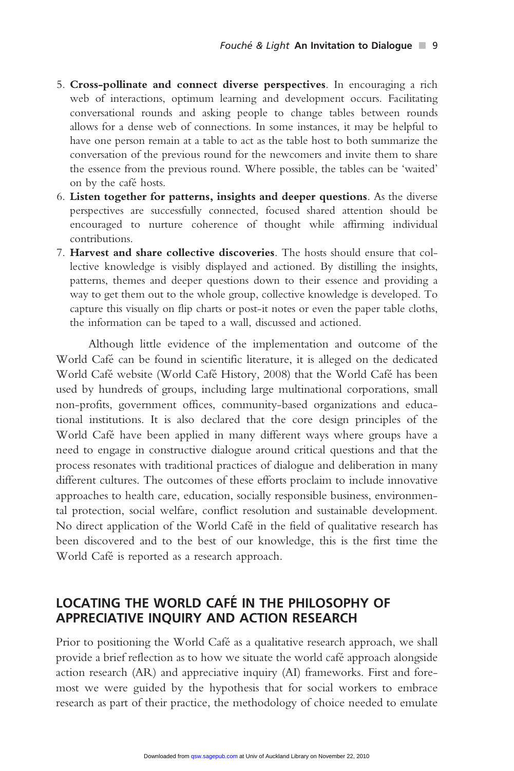5. **Cross-pollinate and connect diverse perspectives**. In encouraging a rich web of interactions, optimum learning and development occurs. Facilitating conversational rounds and asking people to change tables between rounds allows for a dense web of connections. In some instances, it may be helpful to have one person remain at a table to act as the table host to both summarize the conversation of the previous round for the newcomers and invite them to share the essence from the previous round. Where possible, the tables can be 'waited' on by the café hosts.
6. **Listen together for patterns, insights and deeper questions**. As the diverse perspectives are successfully connected, focused shared attention should be encouraged to nurture coherence of thought while affirming individual contributions.
7. **Harvest and share collective discoveries**. The hosts should ensure that collective knowledge is visibly displayed and actioned. By distilling the insights, patterns, themes and deeper questions down to their essence and providing a way to get them out to the whole group, collective knowledge is developed. To capture this visually on flip charts or post-it notes or even the paper table cloths, the information can be taped to a wall, discussed and actioned.

Although little evidence of the implementation and outcome of the World Café can be found in scientific literature, it is alleged on the dedicated World Café website (World Café History, 2008) that the World Café has been used by hundreds of groups, including large multinational corporations, small non-profits, government offices, community-based organizations and educational institutions. It is also declared that the core design principles of the World Café have been applied in many different ways where groups have a need to engage in constructive dialogue around critical questions and that the process resonates with traditional practices of dialogue and deliberation in many different cultures. The outcomes of these efforts proclaim to include innovative approaches to health care, education, socially responsible business, environmental protection, social welfare, conflict resolution and sustainable development. No direct application of the World Café in the field of qualitative research has been discovered and to the best of our knowledge, this is the first time the World Café is reported as a research approach.

## LOCATING THE WORLD CAFÉ IN THE PHILOSOPHY OF APPRECIATIVE INQUIRY AND ACTION RESEARCH

Prior to positioning the World Café as a qualitative research approach, we shall provide a brief reflection as to how we situate the world café approach alongside action research (AR) and appreciative inquiry (AI) frameworks. First and foremost we were guided by the hypothesis that for social workers to embrace research as part of their practice, the methodology of choice needed to emulate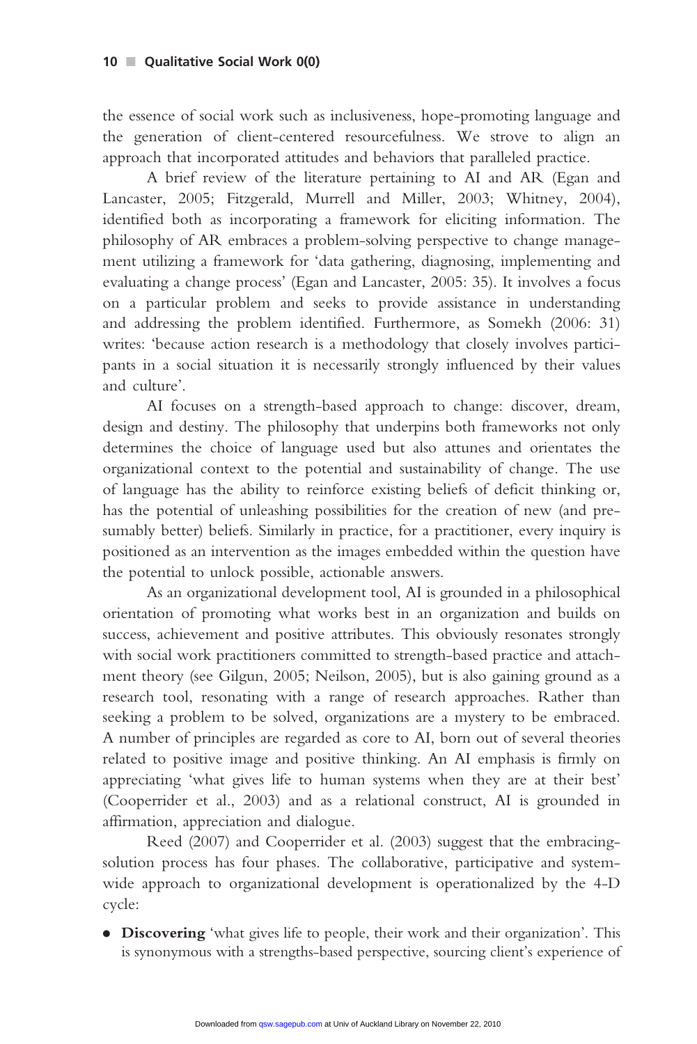the essence of social work such as inclusiveness, hope-promoting language and the generation of client-centered resourcefulness. We strove to align an approach that incorporated attitudes and behaviors that paralleled practice.

A brief review of the literature pertaining to AI and AR (Egan and Lancaster, 2005; Fitzgerald, Murrell and Miller, 2003; Whitney, 2004), identified both as incorporating a framework for eliciting information. The philosophy of AR embraces a problem-solving perspective to change management utilizing a framework for 'data gathering, diagnosing, implementing and evaluating a change process' (Egan and Lancaster, 2005: 35). It involves a focus on a particular problem and seeks to provide assistance in understanding and addressing the problem identified. Furthermore, as Somekh (2006: 31) writes: 'because action research is a methodology that closely involves participants in a social situation it is necessarily strongly influenced by their values and culture'.

AI focuses on a strength-based approach to change: discover, dream, design and destiny. The philosophy that underpins both frameworks not only determines the choice of language used but also attunes and orientates the organizational context to the potential and sustainability of change. The use of language has the ability to reinforce existing beliefs of deficit thinking or, has the potential of unleashing possibilities for the creation of new (and presumably better) beliefs. Similarly in practice, for a practitioner, every inquiry is positioned as an intervention as the images embedded within the question have the potential to unlock possible, actionable answers.

As an organizational development tool, AI is grounded in a philosophical orientation of promoting what works best in an organization and builds on success, achievement and positive attributes. This obviously resonates strongly with social work practitioners committed to strength-based practice and attachment theory (see Gilgun, 2005; Neilson, 2005), but is also gaining ground as a research tool, resonating with a range of research approaches. Rather than seeking a problem to be solved, organizations are a mystery to be embraced. A number of principles are regarded as core to AI, born out of several theories related to positive image and positive thinking. An AI emphasis is firmly on appreciating 'what gives life to human systems when they are at their best' (Cooperrider et al., 2003) and as a relational construct, AI is grounded in affirmation, appreciation and dialogue.

Reed (2007) and Cooperrider et al. (2003) suggest that the embracing-solution process has four phases. The collaborative, participative and system-wide approach to organizational development is operationalized by the 4-D cycle:

- **Discovering** 'what gives life to people, their work and their organization'. This is synonymous with a strengths-based perspective, sourcing client's experience of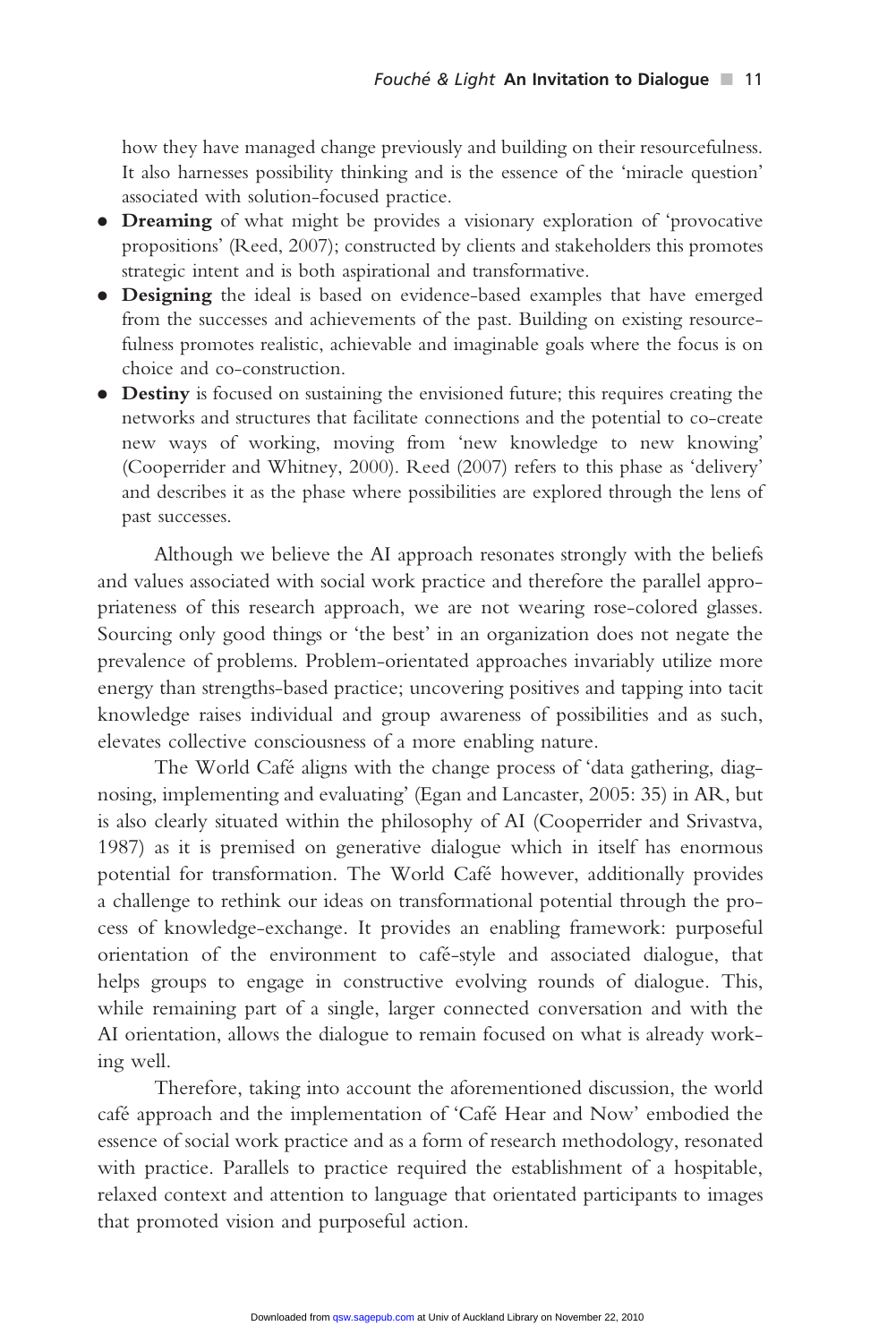how they have managed change previously and building on their resourcefulness. It also harnesses possibility thinking and is the essence of the 'miracle question' associated with solution-focused practice.

- **Dreaming** of what might be provides a visionary exploration of 'provocative propositions' (Reed, 2007); constructed by clients and stakeholders this promotes strategic intent and is both aspirational and transformative.
- **Designing** the ideal is based on evidence-based examples that have emerged from the successes and achievements of the past. Building on existing resourcefulness promotes realistic, achievable and imaginable goals where the focus is on choice and co-construction.
- **Destiny** is focused on sustaining the envisioned future; this requires creating the networks and structures that facilitate connections and the potential to co-create new ways of working, moving from 'new knowledge to new knowing' (Cooperrider and Whitney, 2000). Reed (2007) refers to this phase as 'delivery' and describes it as the phase where possibilities are explored through the lens of past successes.

Although we believe the AI approach resonates strongly with the beliefs and values associated with social work practice and therefore the parallel appropriateness of this research approach, we are not wearing rose-colored glasses. Sourcing only good things or 'the best' in an organization does not negate the prevalence of problems. Problem-orientated approaches invariably utilize more energy than strengths-based practice; uncovering positives and tapping into tacit knowledge raises individual and group awareness of possibilities and as such, elevates collective consciousness of a more enabling nature.

The World Café aligns with the change process of 'data gathering, diagnosing, implementing and evaluating' (Egan and Lancaster, 2005: 35) in AR, but is also clearly situated within the philosophy of AI (Cooperrider and Srivastva, 1987) as it is premised on generative dialogue which in itself has enormous potential for transformation. The World Café however, additionally provides a challenge to rethink our ideas on transformational potential through the process of knowledge-exchange. It provides an enabling framework: purposeful orientation of the environment to café-style and associated dialogue, that helps groups to engage in constructive evolving rounds of dialogue. This, while remaining part of a single, larger connected conversation and with the AI orientation, allows the dialogue to remain focused on what is already working well.

Therefore, taking into account the aforementioned discussion, the world café approach and the implementation of 'Café Hear and Now' embodied the essence of social work practice and as a form of research methodology, resonated with practice. Parallels to practice required the establishment of a hospitable, relaxed context and attention to language that orientated participants to images that promoted vision and purposeful action.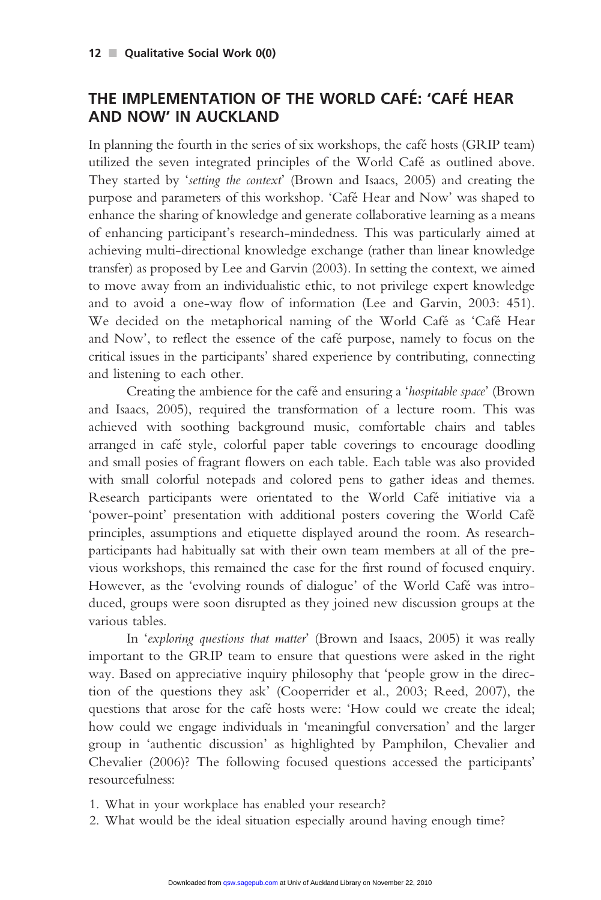## THE IMPLEMENTATION OF THE WORLD CAFÉ: 'CAFÉ HEAR AND NOW' IN AUCKLAND

In planning the fourth in the series of six workshops, the café hosts (GRIP team) utilized the seven integrated principles of the World Café as outlined above. They started by '*setting the context*' (Brown and Isaacs, 2005) and creating the purpose and parameters of this workshop. 'Café Hear and Now' was shaped to enhance the sharing of knowledge and generate collaborative learning as a means of enhancing participant's research-mindedness. This was particularly aimed at achieving multi-directional knowledge exchange (rather than linear knowledge transfer) as proposed by Lee and Garvin (2003). In setting the context, we aimed to move away from an individualistic ethic, to not privilege expert knowledge and to avoid a one-way flow of information (Lee and Garvin, 2003: 451). We decided on the metaphorical naming of the World Café as 'Café Hear and Now', to reflect the essence of the café purpose, namely to focus on the critical issues in the participants' shared experience by contributing, connecting and listening to each other.

Creating the ambience for the café and ensuring a '*hospitable space*' (Brown and Isaacs, 2005), required the transformation of a lecture room. This was achieved with soothing background music, comfortable chairs and tables arranged in café style, colorful paper table coverings to encourage doodling and small posies of fragrant flowers on each table. Each table was also provided with small colorful notepads and colored pens to gather ideas and themes. Research participants were orientated to the World Café initiative via a 'power-point' presentation with additional posters covering the World Café principles, assumptions and etiquette displayed around the room. As research-participants had habitually sat with their own team members at all of the previous workshops, this remained the case for the first round of focused enquiry. However, as the 'evolving rounds of dialogue' of the World Café was introduced, groups were soon disrupted as they joined new discussion groups at the various tables.

In '*exploring questions that matter*' (Brown and Isaacs, 2005) it was really important to the GRIP team to ensure that questions were asked in the right way. Based on appreciative inquiry philosophy that 'people grow in the direction of the questions they ask' (Cooperrider et al., 2003; Reed, 2007), the questions that arose for the café hosts were: 'How could we create the ideal; how could we engage individuals in 'meaningful conversation' and the larger group in 'authentic discussion' as highlighted by Pamphilon, Chevalier and Chevalier (2006)? The following focused questions accessed the participants' resourcefulness:

1. What in your workplace has enabled your research?
2. What would be the ideal situation especially around having enough time?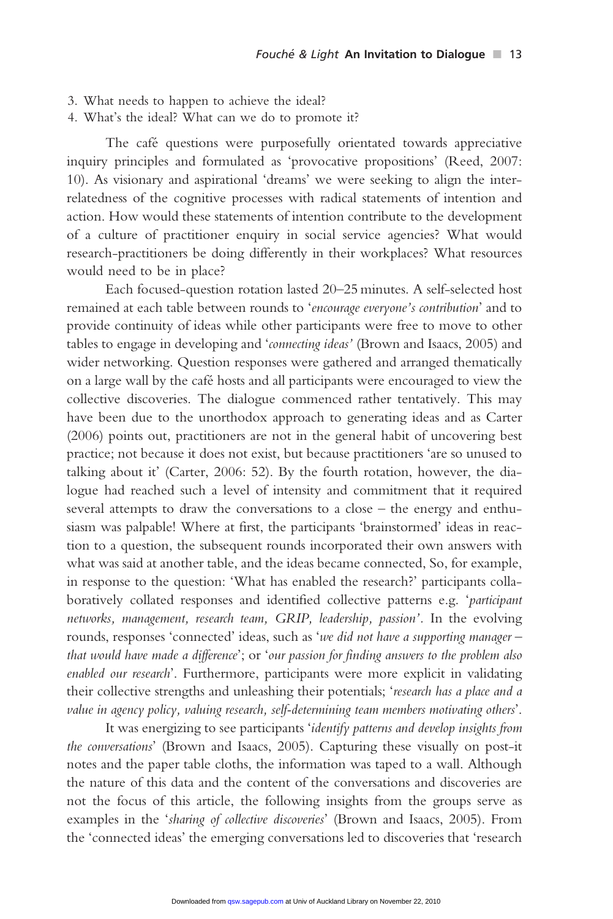3. What needs to happen to achieve the ideal?
4. What's the ideal? What can we do to promote it?

The café questions were purposefully orientated towards appreciative inquiry principles and formulated as 'provocative propositions' (Reed, 2007: 10). As visionary and aspirational 'dreams' we were seeking to align the interrelatedness of the cognitive processes with radical statements of intention and action. How would these statements of intention contribute to the development of a culture of practitioner enquiry in social service agencies? What would research-practitioners be doing differently in their workplaces? What resources would need to be in place?

Each focused-question rotation lasted 20–25 minutes. A self-selected host remained at each table between rounds to '*encourage everyone's contribution*' and to provide continuity of ideas while other participants were free to move to other tables to engage in developing and '*connecting ideas'* (Brown and Isaacs, 2005) and wider networking. Question responses were gathered and arranged thematically on a large wall by the café hosts and all participants were encouraged to view the collective discoveries. The dialogue commenced rather tentatively. This may have been due to the unorthodox approach to generating ideas and as Carter (2006) points out, practitioners are not in the general habit of uncovering best practice; not because it does not exist, but because practitioners 'are so unused to talking about it' (Carter, 2006: 52). By the fourth rotation, however, the dialogue had reached such a level of intensity and commitment that it required several attempts to draw the conversations to a close – the energy and enthusiasm was palpable! Where at first, the participants 'brainstormed' ideas in reaction to a question, the subsequent rounds incorporated their own answers with what was said at another table, and the ideas became connected, So, for example, in response to the question: 'What has enabled the research?' participants collaboratively collated responses and identified collective patterns e.g. '*participant networks, management, research team, GRIP, leadership, passion'*. In the evolving rounds, responses 'connected' ideas, such as '*we did not have a supporting manager – that would have made a difference*'; or '*our passion for finding answers to the problem also enabled our research*'. Furthermore, participants were more explicit in validating their collective strengths and unleashing their potentials; '*research has a place and a value in agency policy, valuing research, self-determining team members motivating others*'.

It was energizing to see participants '*identify patterns and develop insights from the conversations*' (Brown and Isaacs, 2005). Capturing these visually on post-it notes and the paper table cloths, the information was taped to a wall. Although the nature of this data and the content of the conversations and discoveries are not the focus of this article, the following insights from the groups serve as examples in the '*sharing of collective discoveries*' (Brown and Isaacs, 2005). From the 'connected ideas' the emerging conversations led to discoveries that 'research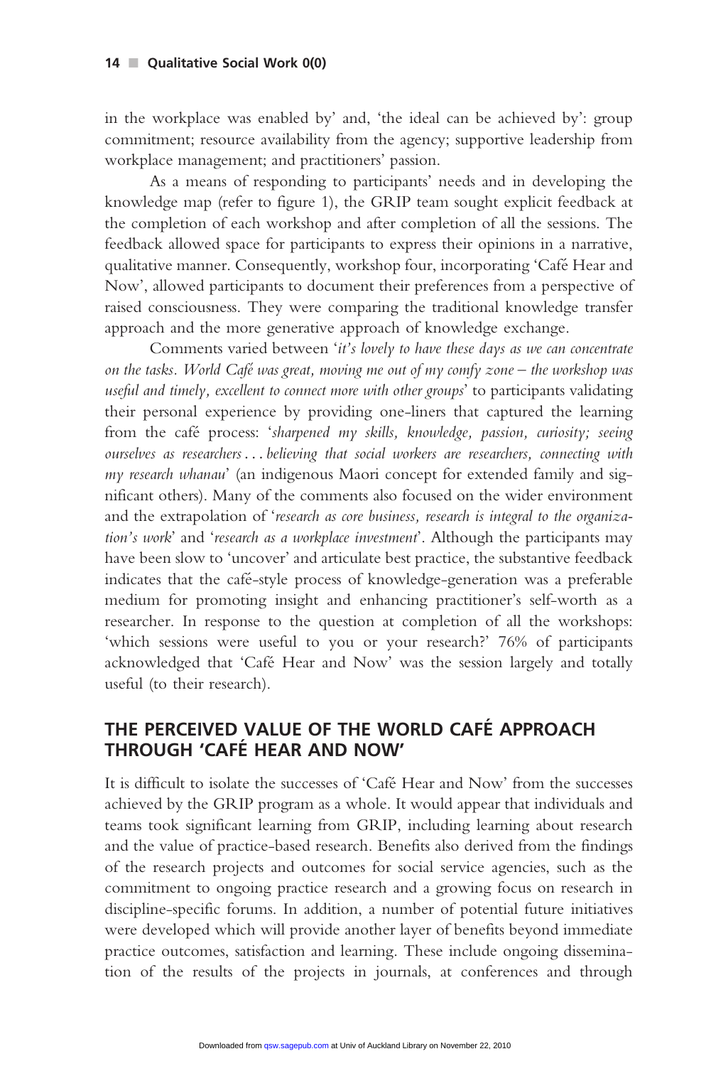in the workplace was enabled by' and, 'the ideal can be achieved by': group commitment; resource availability from the agency; supportive leadership from workplace management; and practitioners' passion.

As a means of responding to participants' needs and in developing the knowledge map (refer to figure 1), the GRIP team sought explicit feedback at the completion of each workshop and after completion of all the sessions. The feedback allowed space for participants to express their opinions in a narrative, qualitative manner. Consequently, workshop four, incorporating 'Café Hear and Now', allowed participants to document their preferences from a perspective of raised consciousness. They were comparing the traditional knowledge transfer approach and the more generative approach of knowledge exchange.

Comments varied between '*it's lovely to have these days as we can concentrate on the tasks. World Café was great, moving me out of my comfy zone – the workshop was useful and timely, excellent to connect more with other groups*' to participants validating their personal experience by providing one-liners that captured the learning from the café process: '*sharpened my skills, knowledge, passion, curiosity; seeing ourselves as researchers ... believing that social workers are researchers, connecting with my research whanau*' (an indigenous Maori concept for extended family and significant others). Many of the comments also focused on the wider environment and the extrapolation of '*research as core business, research is integral to the organization's work*' and '*research as a workplace investment*'. Although the participants may have been slow to 'uncover' and articulate best practice, the substantive feedback indicates that the café-style process of knowledge-generation was a preferable medium for promoting insight and enhancing practitioner's self-worth as a researcher. In response to the question at completion of all the workshops: 'which sessions were useful to you or your research?' 76% of participants acknowledged that 'Café Hear and Now' was the session largely and totally useful (to their research).

## THE PERCEIVED VALUE OF THE WORLD CAFÉ APPROACH THROUGH 'CAFÉ HEAR AND NOW'

It is difficult to isolate the successes of 'Café Hear and Now' from the successes achieved by the GRIP program as a whole. It would appear that individuals and teams took significant learning from GRIP, including learning about research and the value of practice-based research. Benefits also derived from the findings of the research projects and outcomes for social service agencies, such as the commitment to ongoing practice research and a growing focus on research in discipline-specific forums. In addition, a number of potential future initiatives were developed which will provide another layer of benefits beyond immediate practice outcomes, satisfaction and learning. These include ongoing dissemination of the results of the projects in journals, at conferences and through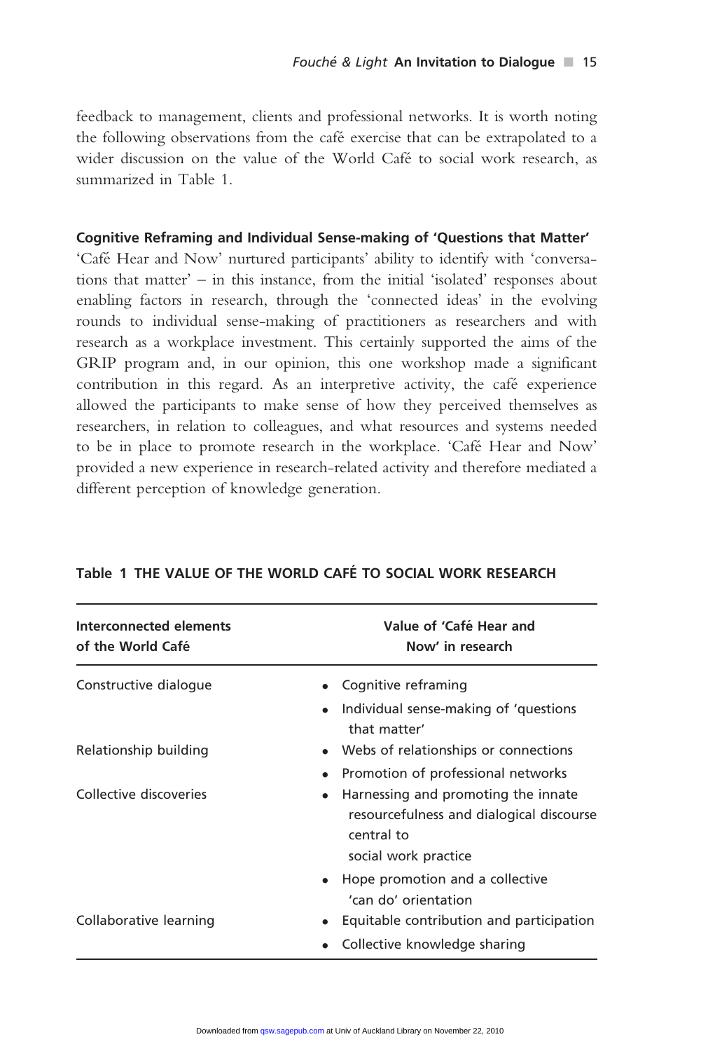feedback to management, clients and professional networks. It is worth noting the following observations from the café exercise that can be extrapolated to a wider discussion on the value of the World Café to social work research, as summarized in Table 1.

### Cognitive Reframing and Individual Sense-making of 'Questions that Matter'

'Café Hear and Now' nurtured participants' ability to identify with 'conversations that matter' – in this instance, from the initial 'isolated' responses about enabling factors in research, through the 'connected ideas' in the evolving rounds to individual sense-making of practitioners as researchers and with research as a workplace investment. This certainly supported the aims of the GRIP program and, in our opinion, this one workshop made a significant contribution in this regard. As an interpretive activity, the café experience allowed the participants to make sense of how they perceived themselves as researchers, in relation to colleagues, and what resources and systems needed to be in place to promote research in the workplace. 'Café Hear and Now' provided a new experience in research-related activity and therefore mediated a different perception of knowledge generation.

**Table 1 THE VALUE OF THE WORLD CAFÉ TO SOCIAL WORK RESEARCH**

| Interconnected elements of the World Café | Value of 'Café Hear and Now' in research |
|---|---|
| Constructive dialogue | • Cognitive reframing<br>• Individual sense-making of 'questions that matter' |
| Relationship building | • Webs of relationships or connections<br>• Promotion of professional networks |
| Collective discoveries | • Harnessing and promoting the innate resourcefulness and dialogical discourse central to social work practice<br>• Hope promotion and a collective 'can do' orientation |
| Collaborative learning | • Equitable contribution and participation<br>• Collective knowledge sharing |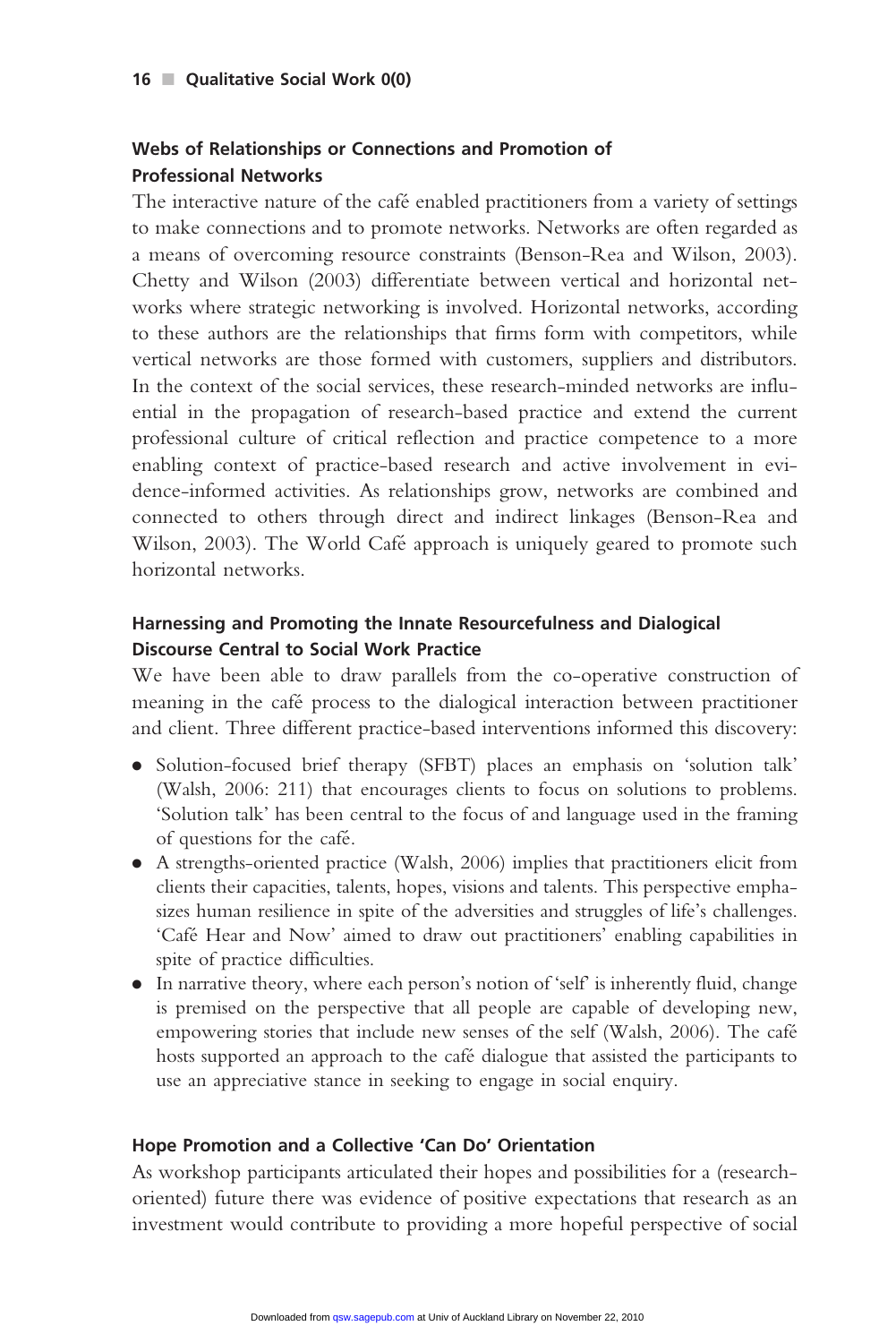### Webs of Relationships or Connections and Promotion of Professional Networks

The interactive nature of the café enabled practitioners from a variety of settings to make connections and to promote networks. Networks are often regarded as a means of overcoming resource constraints (Benson-Rea and Wilson, 2003). Chetty and Wilson (2003) differentiate between vertical and horizontal networks where strategic networking is involved. Horizontal networks, according to these authors are the relationships that firms form with competitors, while vertical networks are those formed with customers, suppliers and distributors. In the context of the social services, these research-minded networks are influential in the propagation of research-based practice and extend the current professional culture of critical reflection and practice competence to a more enabling context of practice-based research and active involvement in evidence-informed activities. As relationships grow, networks are combined and connected to others through direct and indirect linkages (Benson-Rea and Wilson, 2003). The World Café approach is uniquely geared to promote such horizontal networks.

### Harnessing and Promoting the Innate Resourcefulness and Dialogical Discourse Central to Social Work Practice

We have been able to draw parallels from the co-operative construction of meaning in the café process to the dialogical interaction between practitioner and client. Three different practice-based interventions informed this discovery:

- Solution-focused brief therapy (SFBT) places an emphasis on 'solution talk' (Walsh, 2006: 211) that encourages clients to focus on solutions to problems. 'Solution talk' has been central to the focus of and language used in the framing of questions for the café.
- A strengths-oriented practice (Walsh, 2006) implies that practitioners elicit from clients their capacities, talents, hopes, visions and talents. This perspective emphasizes human resilience in spite of the adversities and struggles of life's challenges. 'Café Hear and Now' aimed to draw out practitioners' enabling capabilities in spite of practice difficulties.
- In narrative theory, where each person's notion of 'self' is inherently fluid, change is premised on the perspective that all people are capable of developing new, empowering stories that include new senses of the self (Walsh, 2006). The café hosts supported an approach to the café dialogue that assisted the participants to use an appreciative stance in seeking to engage in social enquiry.

### Hope Promotion and a Collective 'Can Do' Orientation

As workshop participants articulated their hopes and possibilities for a (research-oriented) future there was evidence of positive expectations that research as an investment would contribute to providing a more hopeful perspective of social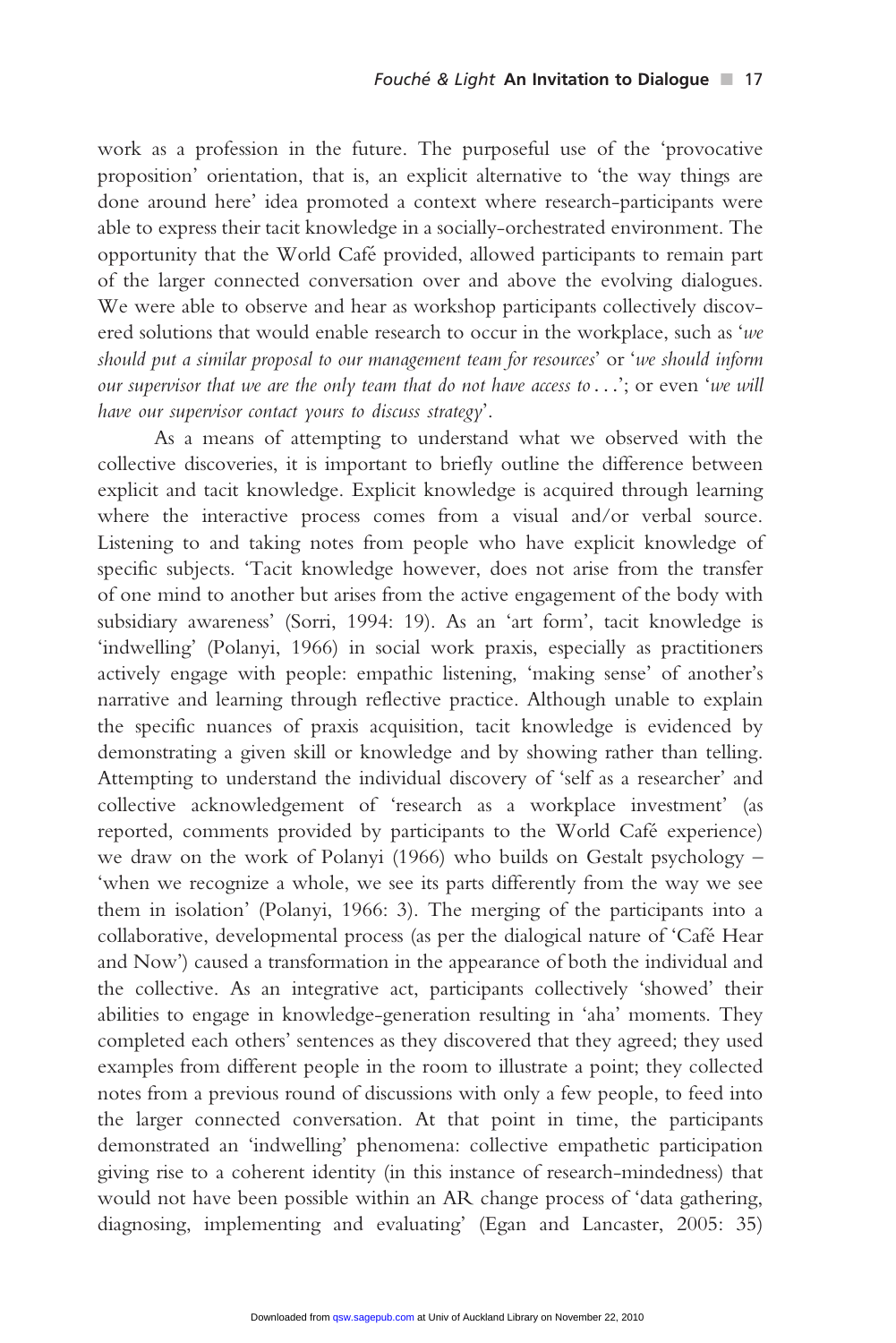work as a profession in the future. The purposeful use of the 'provocative proposition' orientation, that is, an explicit alternative to 'the way things are done around here' idea promoted a context where research-participants were able to express their tacit knowledge in a socially-orchestrated environment. The opportunity that the World Café provided, allowed participants to remain part of the larger connected conversation over and above the evolving dialogues. We were able to observe and hear as workshop participants collectively discovered solutions that would enable research to occur in the workplace, such as '*we should put a similar proposal to our management team for resources*' or '*we should inform our supervisor that we are the only team that do not have access to . . .*'; or even '*we will have our supervisor contact yours to discuss strategy*'.

As a means of attempting to understand what we observed with the collective discoveries, it is important to briefly outline the difference between explicit and tacit knowledge. Explicit knowledge is acquired through learning where the interactive process comes from a visual and/or verbal source. Listening to and taking notes from people who have explicit knowledge of specific subjects. 'Tacit knowledge however, does not arise from the transfer of one mind to another but arises from the active engagement of the body with subsidiary awareness' (Sorri, 1994: 19). As an 'art form', tacit knowledge is 'indwelling' (Polanyi, 1966) in social work praxis, especially as practitioners actively engage with people: empathic listening, 'making sense' of another's narrative and learning through reflective practice. Although unable to explain the specific nuances of praxis acquisition, tacit knowledge is evidenced by demonstrating a given skill or knowledge and by showing rather than telling. Attempting to understand the individual discovery of 'self as a researcher' and collective acknowledgement of 'research as a workplace investment' (as reported, comments provided by participants to the World Café experience) we draw on the work of Polanyi (1966) who builds on Gestalt psychology – 'when we recognize a whole, we see its parts differently from the way we see them in isolation' (Polanyi, 1966: 3). The merging of the participants into a collaborative, developmental process (as per the dialogical nature of 'Café Hear and Now') caused a transformation in the appearance of both the individual and the collective. As an integrative act, participants collectively 'showed' their abilities to engage in knowledge-generation resulting in 'aha' moments. They completed each others' sentences as they discovered that they agreed; they used examples from different people in the room to illustrate a point; they collected notes from a previous round of discussions with only a few people, to feed into the larger connected conversation. At that point in time, the participants demonstrated an 'indwelling' phenomena: collective empathetic participation giving rise to a coherent identity (in this instance of research-mindedness) that would not have been possible within an AR change process of 'data gathering, diagnosing, implementing and evaluating' (Egan and Lancaster, 2005: 35)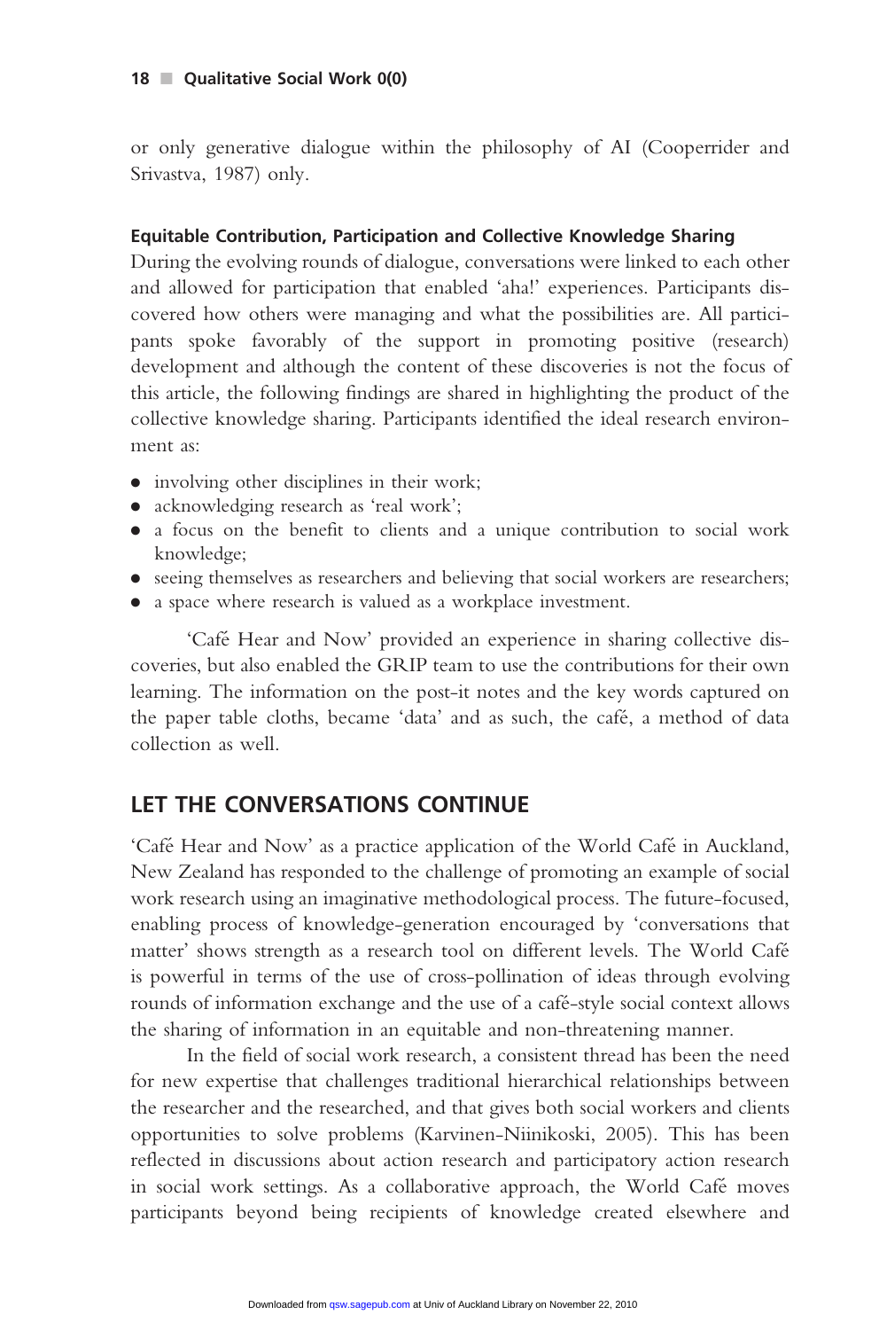or only generative dialogue within the philosophy of AI (Cooperrider and Srivastva, 1987) only.

### Equitable Contribution, Participation and Collective Knowledge Sharing

During the evolving rounds of dialogue, conversations were linked to each other and allowed for participation that enabled 'aha!' experiences. Participants discovered how others were managing and what the possibilities are. All participants spoke favorably of the support in promoting positive (research) development and although the content of these discoveries is not the focus of this article, the following findings are shared in highlighting the product of the collective knowledge sharing. Participants identified the ideal research environment as:

- involving other disciplines in their work;
- acknowledging research as 'real work';
- a focus on the benefit to clients and a unique contribution to social work knowledge;
- seeing themselves as researchers and believing that social workers are researchers;
- a space where research is valued as a workplace investment.

'Café Hear and Now' provided an experience in sharing collective discoveries, but also enabled the GRIP team to use the contributions for their own learning. The information on the post-it notes and the key words captured on the paper table cloths, became 'data' and as such, the café, a method of data collection as well.

## LET THE CONVERSATIONS CONTINUE

'Café Hear and Now' as a practice application of the World Café in Auckland, New Zealand has responded to the challenge of promoting an example of social work research using an imaginative methodological process. The future-focused, enabling process of knowledge-generation encouraged by 'conversations that matter' shows strength as a research tool on different levels. The World Café is powerful in terms of the use of cross-pollination of ideas through evolving rounds of information exchange and the use of a café-style social context allows the sharing of information in an equitable and non-threatening manner.

In the field of social work research, a consistent thread has been the need for new expertise that challenges traditional hierarchical relationships between the researcher and the researched, and that gives both social workers and clients opportunities to solve problems (Karvinen-Niinikoski, 2005). This has been reflected in discussions about action research and participatory action research in social work settings. As a collaborative approach, the World Café moves participants beyond being recipients of knowledge created elsewhere and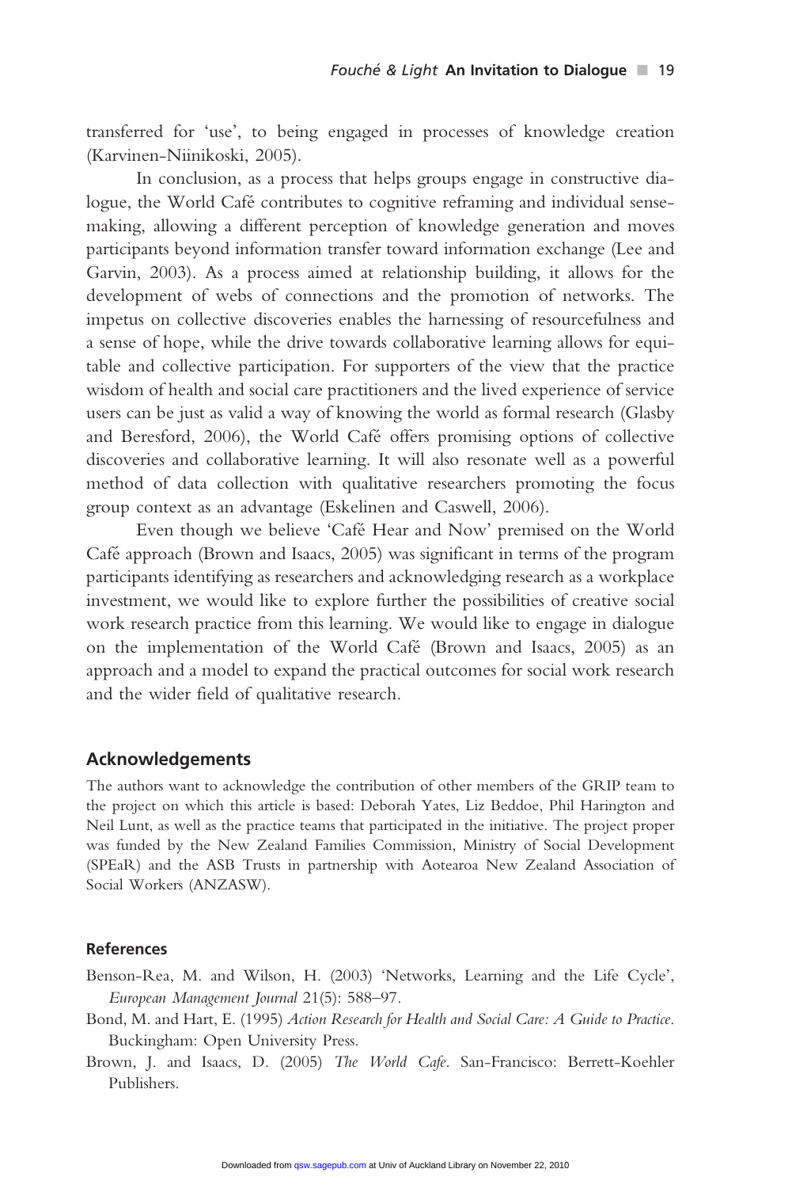transferred for 'use', to being engaged in processes of knowledge creation (Karvinen-Niinikoski, 2005).

In conclusion, as a process that helps groups engage in constructive dialogue, the World Café contributes to cognitive reframing and individual sense-making, allowing a different perception of knowledge generation and moves participants beyond information transfer toward information exchange (Lee and Garvin, 2003). As a process aimed at relationship building, it allows for the development of webs of connections and the promotion of networks. The impetus on collective discoveries enables the harnessing of resourcefulness and a sense of hope, while the drive towards collaborative learning allows for equitable and collective participation. For supporters of the view that the practice wisdom of health and social care practitioners and the lived experience of service users can be just as valid a way of knowing the world as formal research (Glasby and Beresford, 2006), the World Café offers promising options of collective discoveries and collaborative learning. It will also resonate well as a powerful method of data collection with qualitative researchers promoting the focus group context as an advantage (Eskelinen and Caswell, 2006).

Even though we believe 'Café Hear and Now' premised on the World Café approach (Brown and Isaacs, 2005) was significant in terms of the program participants identifying as researchers and acknowledging research as a workplace investment, we would like to explore further the possibilities of creative social work research practice from this learning. We would like to engage in dialogue on the implementation of the World Café (Brown and Isaacs, 2005) as an approach and a model to expand the practical outcomes for social work research and the wider field of qualitative research.

## Acknowledgements

The authors want to acknowledge the contribution of other members of the GRIP team to the project on which this article is based: Deborah Yates, Liz Beddoe, Phil Harington and Neil Lunt, as well as the practice teams that participated in the initiative. The project proper was funded by the New Zealand Families Commission, Ministry of Social Development (SPEaR) and the ASB Trusts in partnership with Aotearoa New Zealand Association of Social Workers (ANZASW).

## References

Benson-Rea, M. and Wilson, H. (2003) 'Networks, Learning and the Life Cycle', *European Management Journal* 21(5): 588–97.

Bond, M. and Hart, E. (1995) *Action Research for Health and Social Care: A Guide to Practice*. Buckingham: Open University Press.

Brown, J. and Isaacs, D. (2005) *The World Cafe*. San-Francisco: Berrett-Koehler Publishers.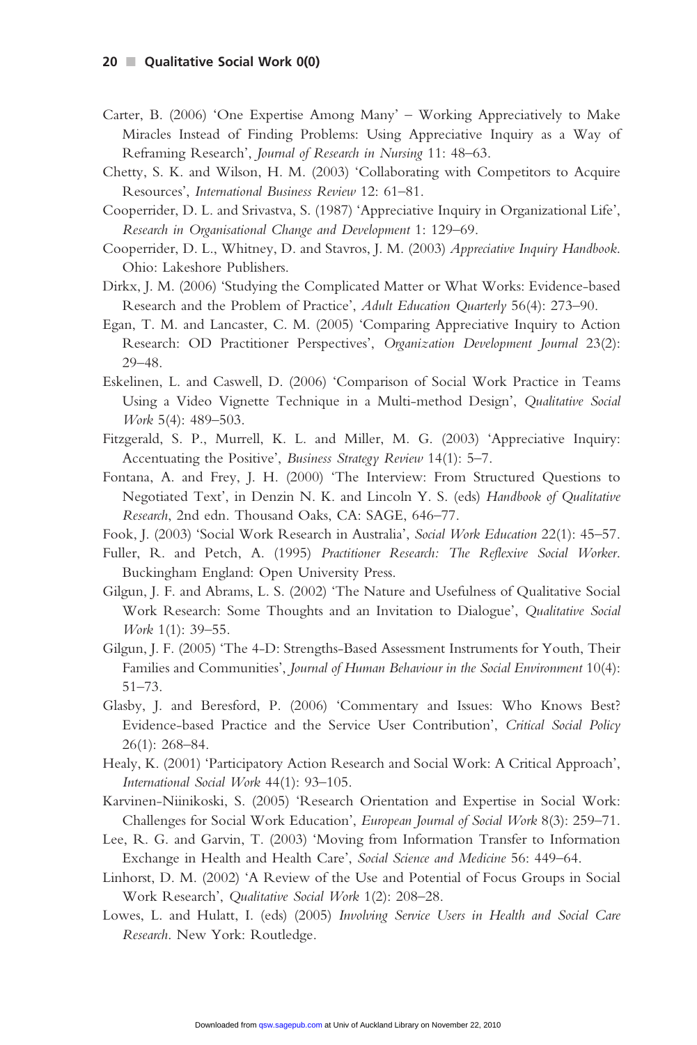Carter, B. (2006) 'One Expertise Among Many' – Working Appreciatively to Make Miracles Instead of Finding Problems: Using Appreciative Inquiry as a Way of Reframing Research', *Journal of Research in Nursing* 11: 48–63.

Chetty, S. K. and Wilson, H. M. (2003) 'Collaborating with Competitors to Acquire Resources', *International Business Review* 12: 61–81.

Cooperrider, D. L. and Srivastva, S. (1987) 'Appreciative Inquiry in Organizational Life', *Research in Organisational Change and Development* 1: 129–69.

Cooperrider, D. L., Whitney, D. and Stavros, J. M. (2003) *Appreciative Inquiry Handbook*. Ohio: Lakeshore Publishers.

Dirkx, J. M. (2006) 'Studying the Complicated Matter or What Works: Evidence-based Research and the Problem of Practice', *Adult Education Quarterly* 56(4): 273–90.

Egan, T. M. and Lancaster, C. M. (2005) 'Comparing Appreciative Inquiry to Action Research: OD Practitioner Perspectives', *Organization Development Journal* 23(2): 29–48.

Eskelinen, L. and Caswell, D. (2006) 'Comparison of Social Work Practice in Teams Using a Video Vignette Technique in a Multi-method Design', *Qualitative Social Work* 5(4): 489–503.

Fitzgerald, S. P., Murrell, K. L. and Miller, M. G. (2003) 'Appreciative Inquiry: Accentuating the Positive', *Business Strategy Review* 14(1): 5–7.

Fontana, A. and Frey, J. H. (2000) 'The Interview: From Structured Questions to Negotiated Text', in Denzin N. K. and Lincoln Y. S. (eds) *Handbook of Qualitative Research*, 2nd edn. Thousand Oaks, CA: SAGE, 646–77.

Fook, J. (2003) 'Social Work Research in Australia', *Social Work Education* 22(1): 45–57.

Fuller, R. and Petch, A. (1995) *Practitioner Research: The Reflexive Social Worker*. Buckingham England: Open University Press.

Gilgun, J. F. and Abrams, L. S. (2002) 'The Nature and Usefulness of Qualitative Social Work Research: Some Thoughts and an Invitation to Dialogue', *Qualitative Social Work* 1(1): 39–55.

Gilgun, J. F. (2005) 'The 4-D: Strengths-Based Assessment Instruments for Youth, Their Families and Communities', *Journal of Human Behaviour in the Social Environment* 10(4): 51–73.

Glasby, J. and Beresford, P. (2006) 'Commentary and Issues: Who Knows Best? Evidence-based Practice and the Service User Contribution', *Critical Social Policy* 26(1): 268–84.

Healy, K. (2001) 'Participatory Action Research and Social Work: A Critical Approach', *International Social Work* 44(1): 93–105.

Karvinen-Niinikoski, S. (2005) 'Research Orientation and Expertise in Social Work: Challenges for Social Work Education', *European Journal of Social Work* 8(3): 259–71.

Lee, R. G. and Garvin, T. (2003) 'Moving from Information Transfer to Information Exchange in Health and Health Care', *Social Science and Medicine* 56: 449–64.

Linhorst, D. M. (2002) 'A Review of the Use and Potential of Focus Groups in Social Work Research', *Qualitative Social Work* 1(2): 208–28.

Lowes, L. and Hulatt, I. (eds) (2005) *Involving Service Users in Health and Social Care Research*. New York: Routledge.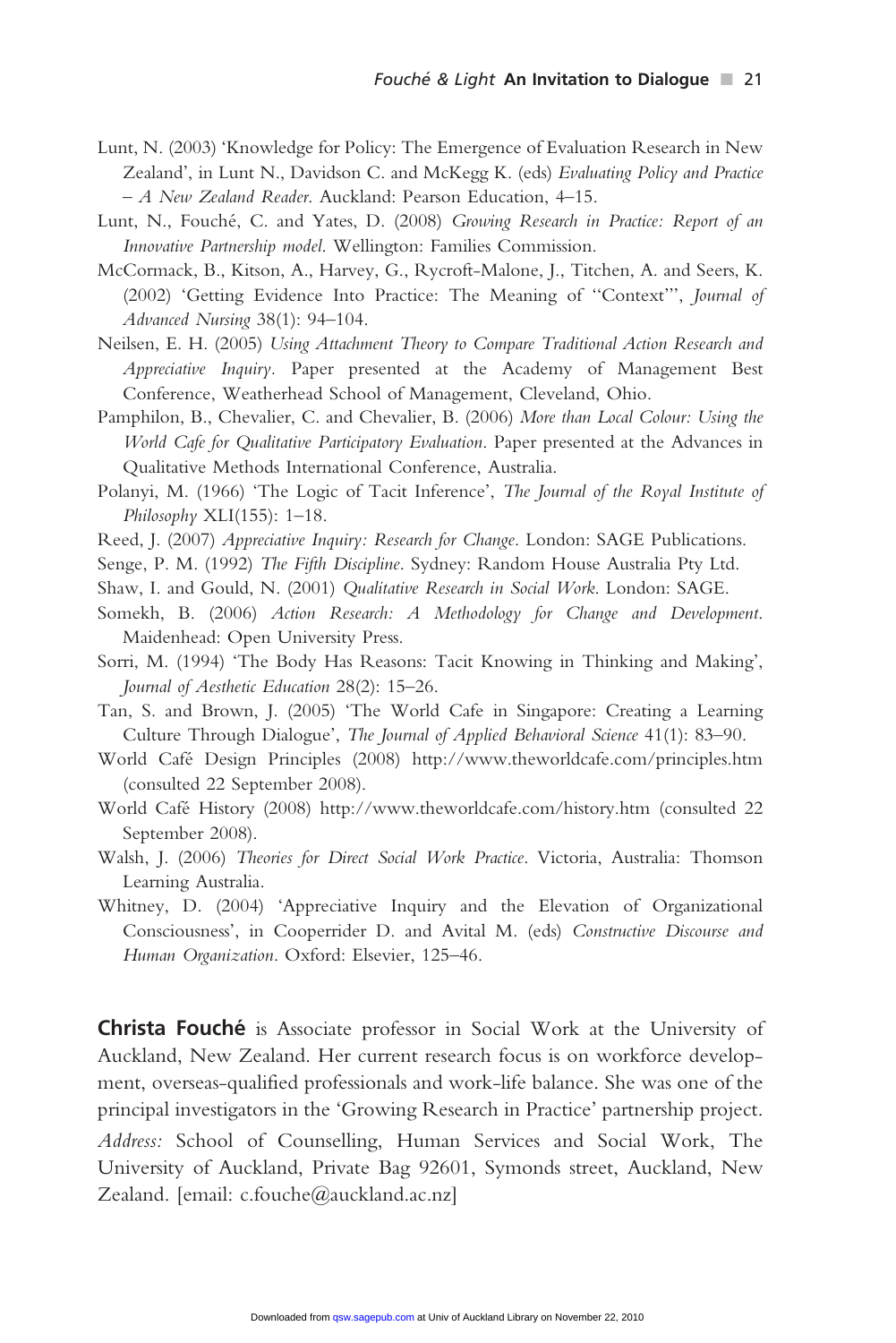Lunt, N. (2003) 'Knowledge for Policy: The Emergence of Evaluation Research in New Zealand', in Lunt N., Davidson C. and McKegg K. (eds) *Evaluating Policy and Practice – A New Zealand Reader*. Auckland: Pearson Education, 4–15.

Lunt, N., Fouché, C. and Yates, D. (2008) *Growing Research in Practice: Report of an Innovative Partnership model*. Wellington: Families Commission.

McCormack, B., Kitson, A., Harvey, G., Rycroft-Malone, J., Titchen, A. and Seers, K. (2002) 'Getting Evidence Into Practice: The Meaning of "Context"', *Journal of Advanced Nursing* 38(1): 94–104.

Neilsen, E. H. (2005) *Using Attachment Theory to Compare Traditional Action Research and Appreciative Inquiry*. Paper presented at the Academy of Management Best Conference, Weatherhead School of Management, Cleveland, Ohio.

Pamphilon, B., Chevalier, C. and Chevalier, B. (2006) *More than Local Colour: Using the World Cafe for Qualitative Participatory Evaluation*. Paper presented at the Advances in Qualitative Methods International Conference, Australia.

Polanyi, M. (1966) 'The Logic of Tacit Inference', *The Journal of the Royal Institute of Philosophy* XLI(155): 1–18.

Reed, J. (2007) *Appreciative Inquiry: Research for Change*. London: SAGE Publications.

Senge, P. M. (1992) *The Fifth Discipline*. Sydney: Random House Australia Pty Ltd.

Shaw, I. and Gould, N. (2001) *Qualitative Research in Social Work*. London: SAGE.

Somekh, B. (2006) *Action Research: A Methodology for Change and Development*. Maidenhead: Open University Press.

Sorri, M. (1994) 'The Body Has Reasons: Tacit Knowing in Thinking and Making', *Journal of Aesthetic Education* 28(2): 15–26.

Tan, S. and Brown, J. (2005) 'The World Cafe in Singapore: Creating a Learning Culture Through Dialogue', *The Journal of Applied Behavioral Science* 41(1): 83–90.

World Café Design Principles (2008) http://www.theworldcafe.com/principles.htm (consulted 22 September 2008).

World Café History (2008) http://www.theworldcafe.com/history.htm (consulted 22 September 2008).

Walsh, J. (2006) *Theories for Direct Social Work Practice*. Victoria, Australia: Thomson Learning Australia.

Whitney, D. (2004) 'Appreciative Inquiry and the Elevation of Organizational Consciousness', in Cooperrider D. and Avital M. (eds) *Constructive Discourse and Human Organization*. Oxford: Elsevier, 125–46.

**Christa Fouché** is Associate professor in Social Work at the University of Auckland, New Zealand. Her current research focus is on workforce development, overseas-qualified professionals and work-life balance. She was one of the principal investigators in the 'Growing Research in Practice' partnership project. *Address:* School of Counselling, Human Services and Social Work, The University of Auckland, Private Bag 92601, Symonds street, Auckland, New Zealand. [email: c.fouche@auckland.ac.nz]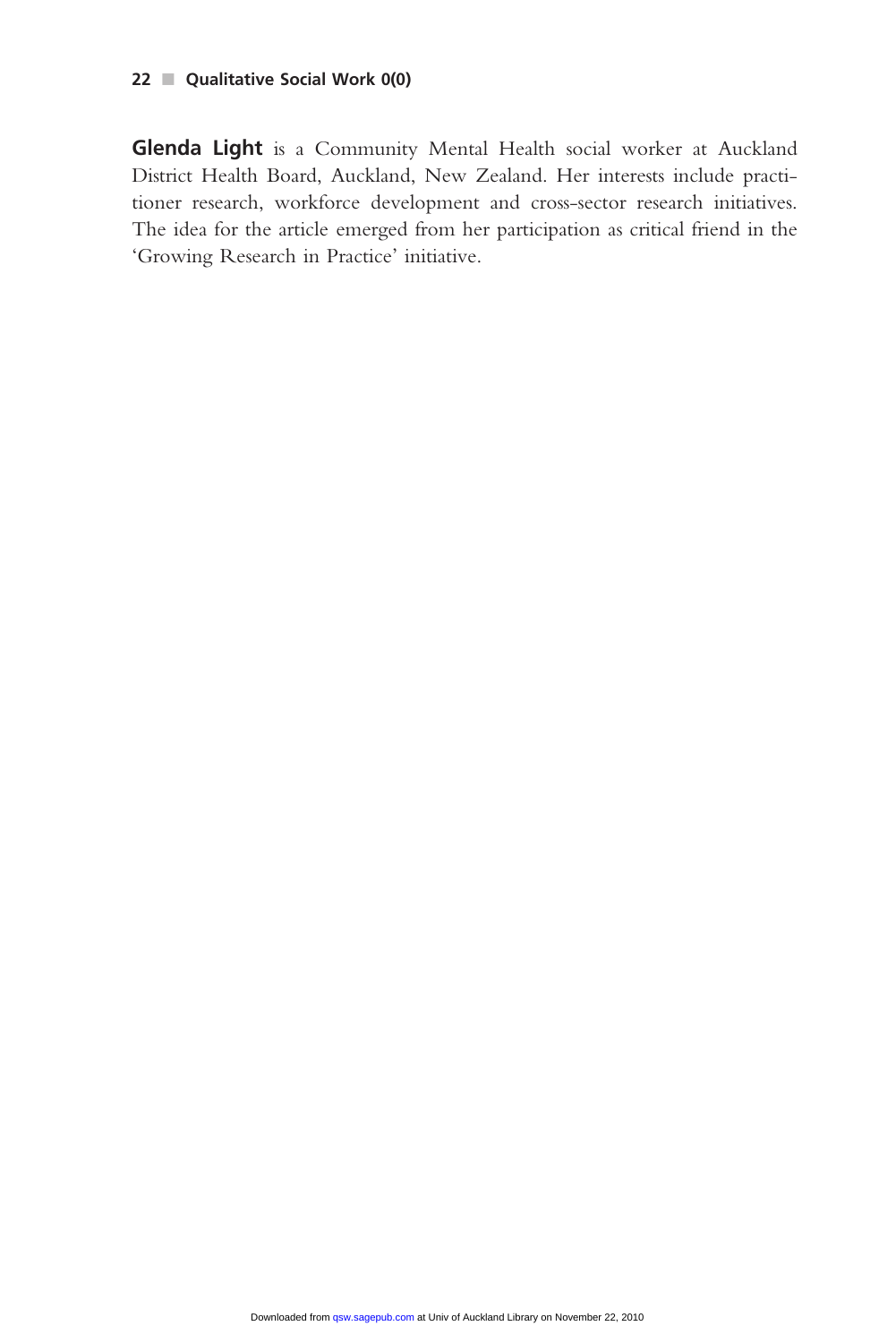**Glenda Light** is a Community Mental Health social worker at Auckland District Health Board, Auckland, New Zealand. Her interests include practitioner research, workforce development and cross-sector research initiatives. The idea for the article emerged from her participation as critical friend in the 'Growing Research in Practice' initiative.